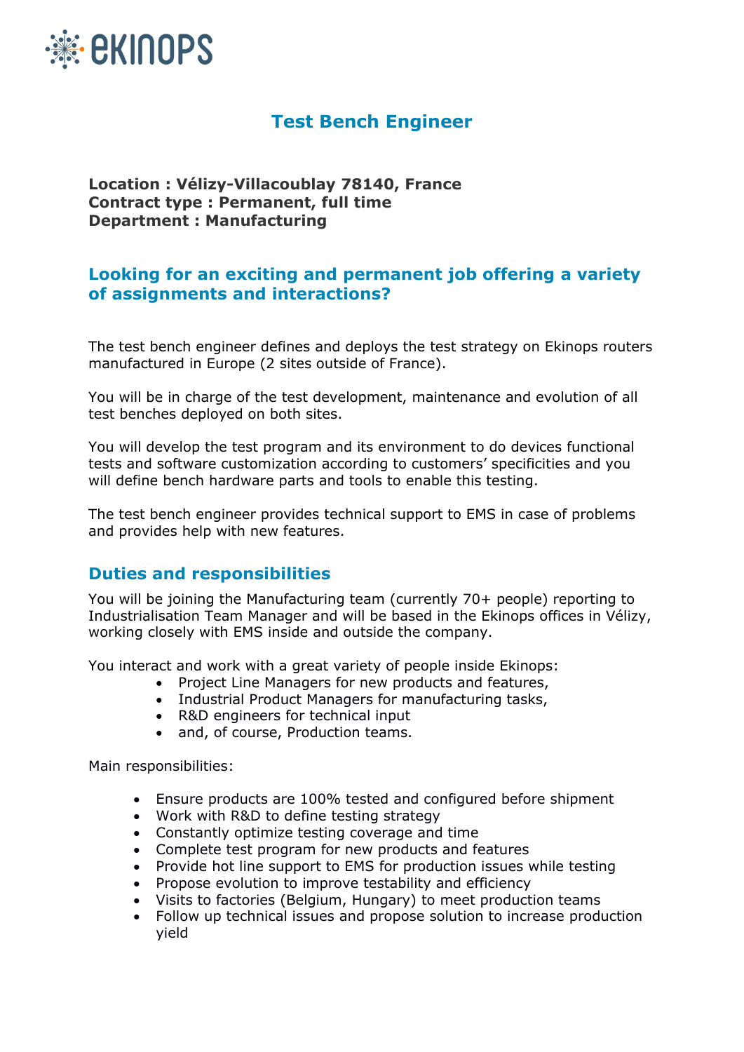ekinops

# Test Bench Engineer

**Location : Vélizy-Villacoublay 78140, France**
**Contract type : Permanent, full time**
**Department : Manufacturing**

## Looking for an exciting and permanent job offering a variety of assignments and interactions?

The test bench engineer defines and deploys the test strategy on Ekinops routers manufactured in Europe (2 sites outside of France).

You will be in charge of the test development, maintenance and evolution of all test benches deployed on both sites.

You will develop the test program and its environment to do devices functional tests and software customization according to customers' specificities and you will define bench hardware parts and tools to enable this testing.

The test bench engineer provides technical support to EMS in case of problems and provides help with new features.

## Duties and responsibilities

You will be joining the Manufacturing team (currently 70+ people) reporting to Industrialisation Team Manager and will be based in the Ekinops offices in Vélizy, working closely with EMS inside and outside the company.

You interact and work with a great variety of people inside Ekinops:

- Project Line Managers for new products and features,
- Industrial Product Managers for manufacturing tasks,
- R&D engineers for technical input
- and, of course, Production teams.

Main responsibilities:

- Ensure products are 100% tested and configured before shipment
- Work with R&D to define testing strategy
- Constantly optimize testing coverage and time
- Complete test program for new products and features
- Provide hot line support to EMS for production issues while testing
- Propose evolution to improve testability and efficiency
- Visits to factories (Belgium, Hungary) to meet production teams
- Follow up technical issues and propose solution to increase production yield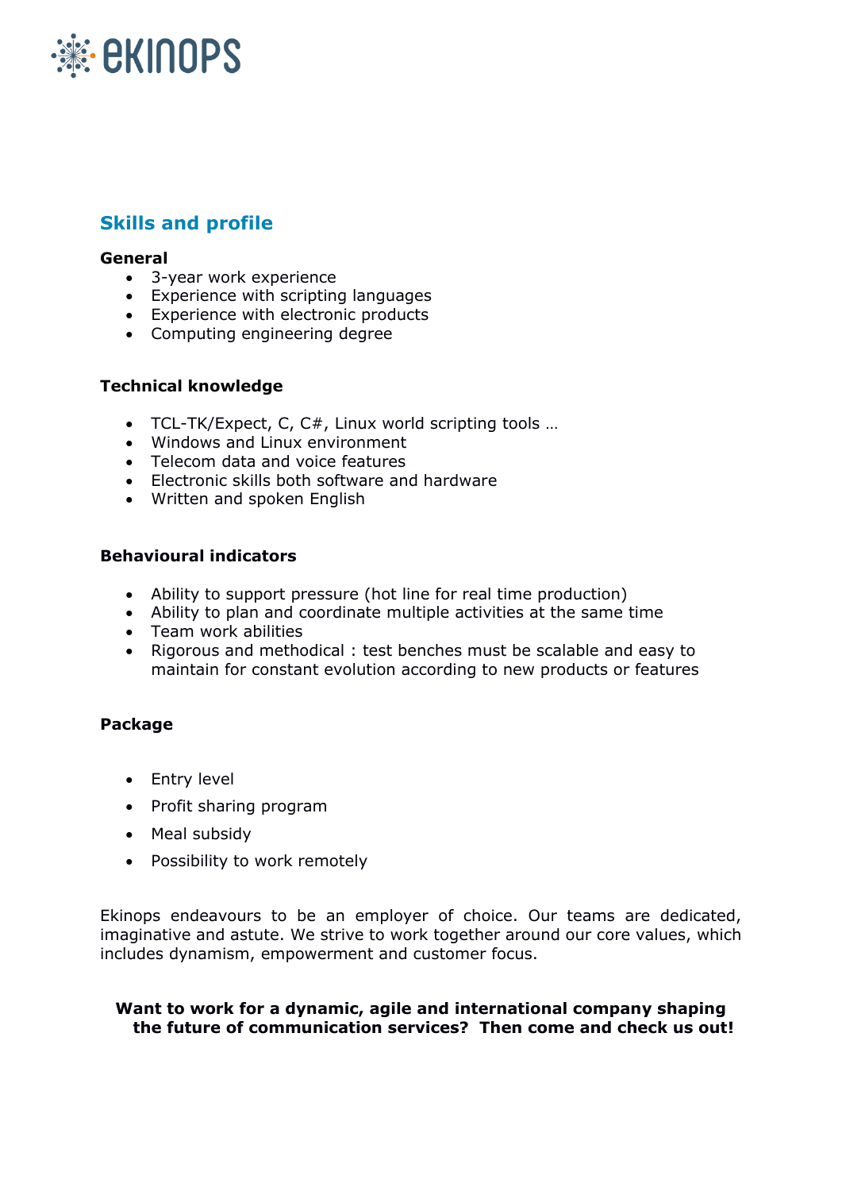## Skills and profile

**General**

- 3-year work experience
- Experience with scripting languages
- Experience with electronic products
- Computing engineering degree

**Technical knowledge**

- TCL-TK/Expect, C, C#, Linux world scripting tools …
- Windows and Linux environment
- Telecom data and voice features
- Electronic skills both software and hardware
- Written and spoken English

**Behavioural indicators**

- Ability to support pressure (hot line for real time production)
- Ability to plan and coordinate multiple activities at the same time
- Team work abilities
- Rigorous and methodical : test benches must be scalable and easy to maintain for constant evolution according to new products or features

**Package**

- Entry level
- Profit sharing program
- Meal subsidy
- Possibility to work remotely

Ekinops endeavours to be an employer of choice. Our teams are dedicated, imaginative and astute. We strive to work together around our core values, which includes dynamism, empowerment and customer focus.

**Want to work for a dynamic, agile and international company shaping the future of communication services? Then come and check us out!**